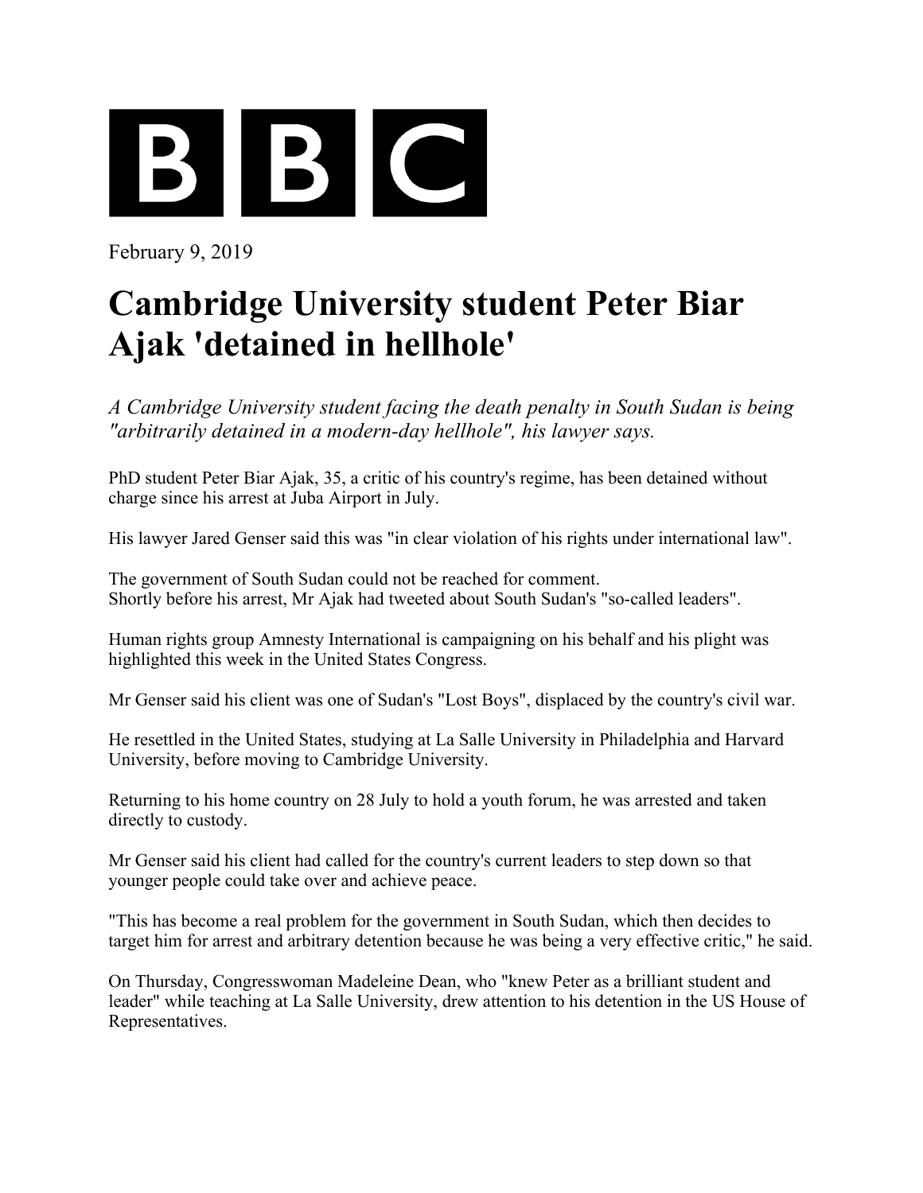BBC

February 9, 2019

# Cambridge University student Peter Biar Ajak 'detained in hellhole'

*A Cambridge University student facing the death penalty in South Sudan is being "arbitrarily detained in a modern-day hellhole", his lawyer says.*

PhD student Peter Biar Ajak, 35, a critic of his country's regime, has been detained without charge since his arrest at Juba Airport in July.

His lawyer Jared Genser said this was "in clear violation of his rights under international law".

The government of South Sudan could not be reached for comment.
Shortly before his arrest, Mr Ajak had tweeted about South Sudan's "so-called leaders".

Human rights group Amnesty International is campaigning on his behalf and his plight was highlighted this week in the United States Congress.

Mr Genser said his client was one of Sudan's "Lost Boys", displaced by the country's civil war.

He resettled in the United States, studying at La Salle University in Philadelphia and Harvard University, before moving to Cambridge University.

Returning to his home country on 28 July to hold a youth forum, he was arrested and taken directly to custody.

Mr Genser said his client had called for the country's current leaders to step down so that younger people could take over and achieve peace.

"This has become a real problem for the government in South Sudan, which then decides to target him for arrest and arbitrary detention because he was being a very effective critic," he said.

On Thursday, Congresswoman Madeleine Dean, who "knew Peter as a brilliant student and leader" while teaching at La Salle University, drew attention to his detention in the US House of Representatives.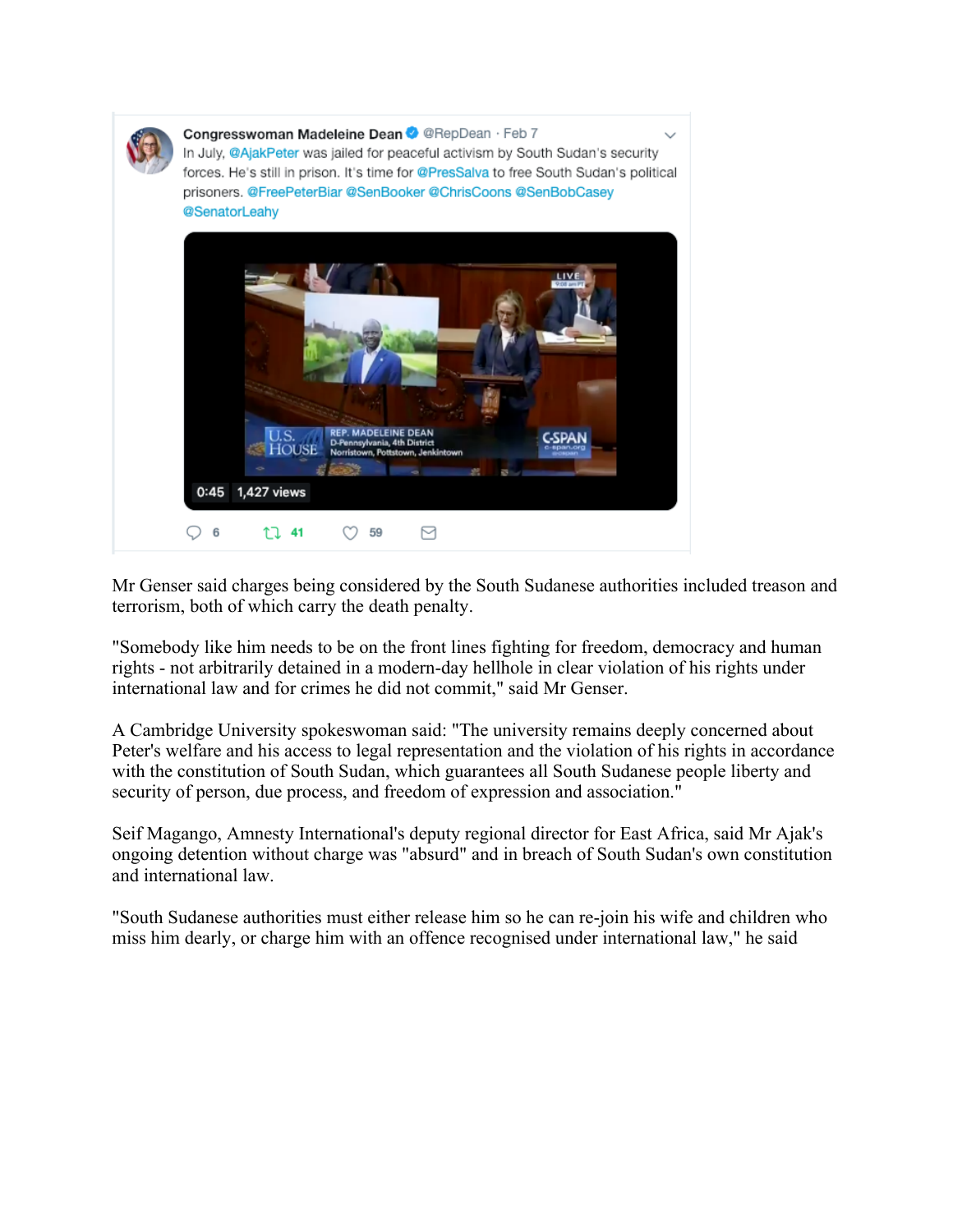Congresswoman Madeleine Dean @RepDean · Feb 7

In July, @AjakPeter was jailed for peaceful activism by South Sudan's security forces. He's still in prison. It's time for @PresSalva to free South Sudan's political prisoners. @FreePeterBiar @SenBooker @ChrisCoons @SenBobCasey @SenatorLeahy

LIVE

U.S. HOUSE

REP. MADELEINE DEAN
D-Pennsylvania, 4th District
Norristown, Pottstown, Jenkintown

C-SPAN
c-span.org

0:45 1,427 views

6 41 59

Mr Genser said charges being considered by the South Sudanese authorities included treason and terrorism, both of which carry the death penalty.

"Somebody like him needs to be on the front lines fighting for freedom, democracy and human rights - not arbitrarily detained in a modern-day hellhole in clear violation of his rights under international law and for crimes he did not commit," said Mr Genser.

A Cambridge University spokeswoman said: "The university remains deeply concerned about Peter's welfare and his access to legal representation and the violation of his rights in accordance with the constitution of South Sudan, which guarantees all South Sudanese people liberty and security of person, due process, and freedom of expression and association."

Seif Magango, Amnesty International's deputy regional director for East Africa, said Mr Ajak's ongoing detention without charge was "absurd" and in breach of South Sudan's own constitution and international law.

"South Sudanese authorities must either release him so he can re-join his wife and children who miss him dearly, or charge him with an offence recognised under international law," he said